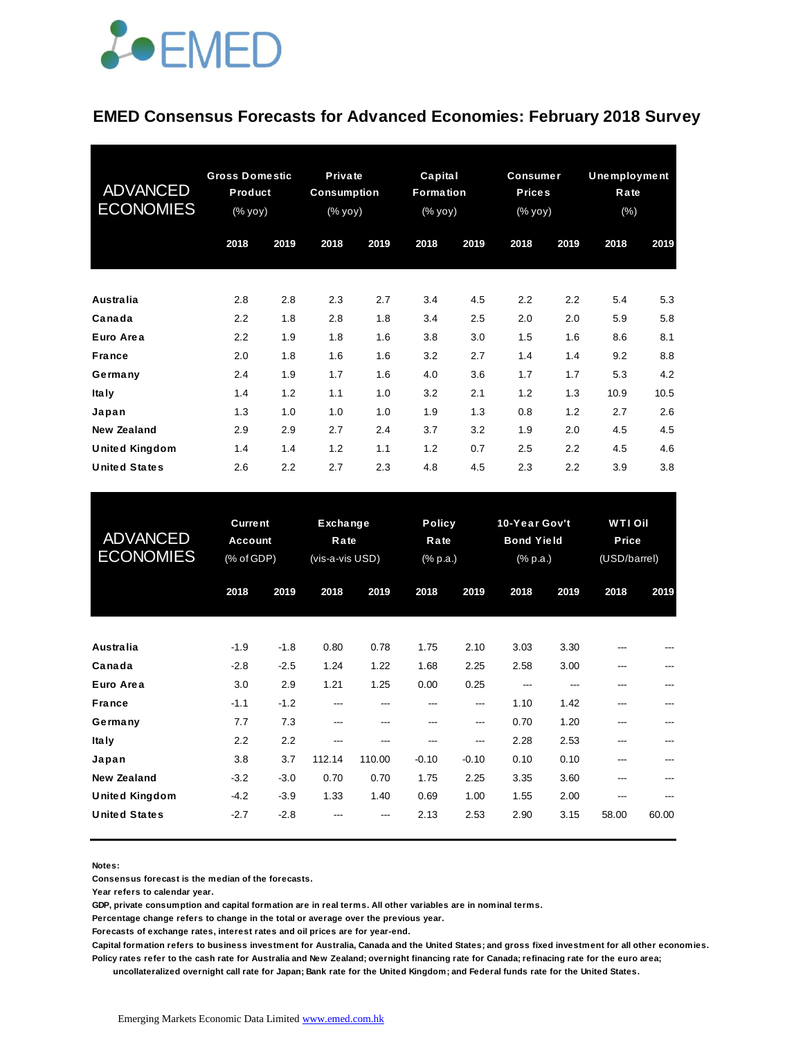# EMED Consensus Forecasts for Advanced Economies: February 2018 Survey

| ADVANCED ECONOMIES | Gross Domestic Product (% yoy) | | Private Consumption (% yoy) | | Capital Formation (% yoy) | | Consumer Prices (% yoy) | | Unemployment Rate (%) | |
|---|---|---|---|---|---|---|---|---|---|---|
| | 2018 | 2019 | 2018 | 2019 | 2018 | 2019 | 2018 | 2019 | 2018 | 2019 |
| Australia | 2.8 | 2.8 | 2.3 | 2.7 | 3.4 | 4.5 | 2.2 | 2.2 | 5.4 | 5.3 |
| Canada | 2.2 | 1.8 | 2.8 | 1.8 | 3.4 | 2.5 | 2.0 | 2.0 | 5.9 | 5.8 |
| Euro Area | 2.2 | 1.9 | 1.8 | 1.6 | 3.8 | 3.0 | 1.5 | 1.6 | 8.6 | 8.1 |
| France | 2.0 | 1.8 | 1.6 | 1.6 | 3.2 | 2.7 | 1.4 | 1.4 | 9.2 | 8.8 |
| Germany | 2.4 | 1.9 | 1.7 | 1.6 | 4.0 | 3.6 | 1.7 | 1.7 | 5.3 | 4.2 |
| Italy | 1.4 | 1.2 | 1.1 | 1.0 | 3.2 | 2.1 | 1.2 | 1.3 | 10.9 | 10.5 |
| Japan | 1.3 | 1.0 | 1.0 | 1.0 | 1.9 | 1.3 | 0.8 | 1.2 | 2.7 | 2.6 |
| New Zealand | 2.9 | 2.9 | 2.7 | 2.4 | 3.7 | 3.2 | 1.9 | 2.0 | 4.5 | 4.5 |
| United Kingdom | 1.4 | 1.4 | 1.2 | 1.1 | 1.2 | 0.7 | 2.5 | 2.2 | 4.5 | 4.6 |
| United States | 2.6 | 2.2 | 2.7 | 2.3 | 4.8 | 4.5 | 2.3 | 2.2 | 3.9 | 3.8 |

| ADVANCED ECONOMIES | Current Account (% of GDP) | | Exchange Rate (vis-a-vis USD) | | Policy Rate (% p.a.) | | 10-Year Gov't Bond Yield (% p.a.) | | WTI Oil Price (USD/barrel) | |
|---|---|---|---|---|---|---|---|---|---|---|
| | 2018 | 2019 | 2018 | 2019 | 2018 | 2019 | 2018 | 2019 | 2018 | 2019 |
| Australia | -1.9 | -1.8 | 0.80 | 0.78 | 1.75 | 2.10 | 3.03 | 3.30 | --- | --- |
| Canada | -2.8 | -2.5 | 1.24 | 1.22 | 1.68 | 2.25 | 2.58 | 3.00 | --- | --- |
| Euro Area | 3.0 | 2.9 | 1.21 | 1.25 | 0.00 | 0.25 | --- | --- | --- | --- |
| France | -1.1 | -1.2 | --- | --- | --- | --- | 1.10 | 1.42 | --- | --- |
| Germany | 7.7 | 7.3 | --- | --- | --- | --- | 0.70 | 1.20 | --- | --- |
| Italy | 2.2 | 2.2 | --- | --- | --- | --- | 2.28 | 2.53 | --- | --- |
| Japan | 3.8 | 3.7 | 112.14 | 110.00 | -0.10 | -0.10 | 0.10 | 0.10 | --- | --- |
| New Zealand | -3.2 | -3.0 | 0.70 | 0.70 | 1.75 | 2.25 | 3.35 | 3.60 | --- | --- |
| United Kingdom | -4.2 | -3.9 | 1.33 | 1.40 | 0.69 | 1.00 | 1.55 | 2.00 | --- | --- |
| United States | -2.7 | -2.8 | --- | --- | 2.13 | 2.53 | 2.90 | 3.15 | 58.00 | 60.00 |

**Notes:**

**Consensus forecast is the median of the forecasts.**

**Year refers to calendar year.**

**GDP, private consumption and capital formation are in real terms. All other variables are in nominal terms.**

**Percentage change refers to change in the total or average over the previous year.**

**Forecasts of exchange rates, interest rates and oil prices are for year-end.**

**Capital formation refers to business investment for Australia, Canada and the United States; and gross fixed investment for all other economies.**

**Policy rates refer to the cash rate for Australia and New Zealand; overnight financing rate for Canada; refinacing rate for the euro area; uncollateralized overnight call rate for Japan; Bank rate for the United Kingdom; and Federal funds rate for the United States.**

Emerging Markets Economic Data Limited www.emed.com.hk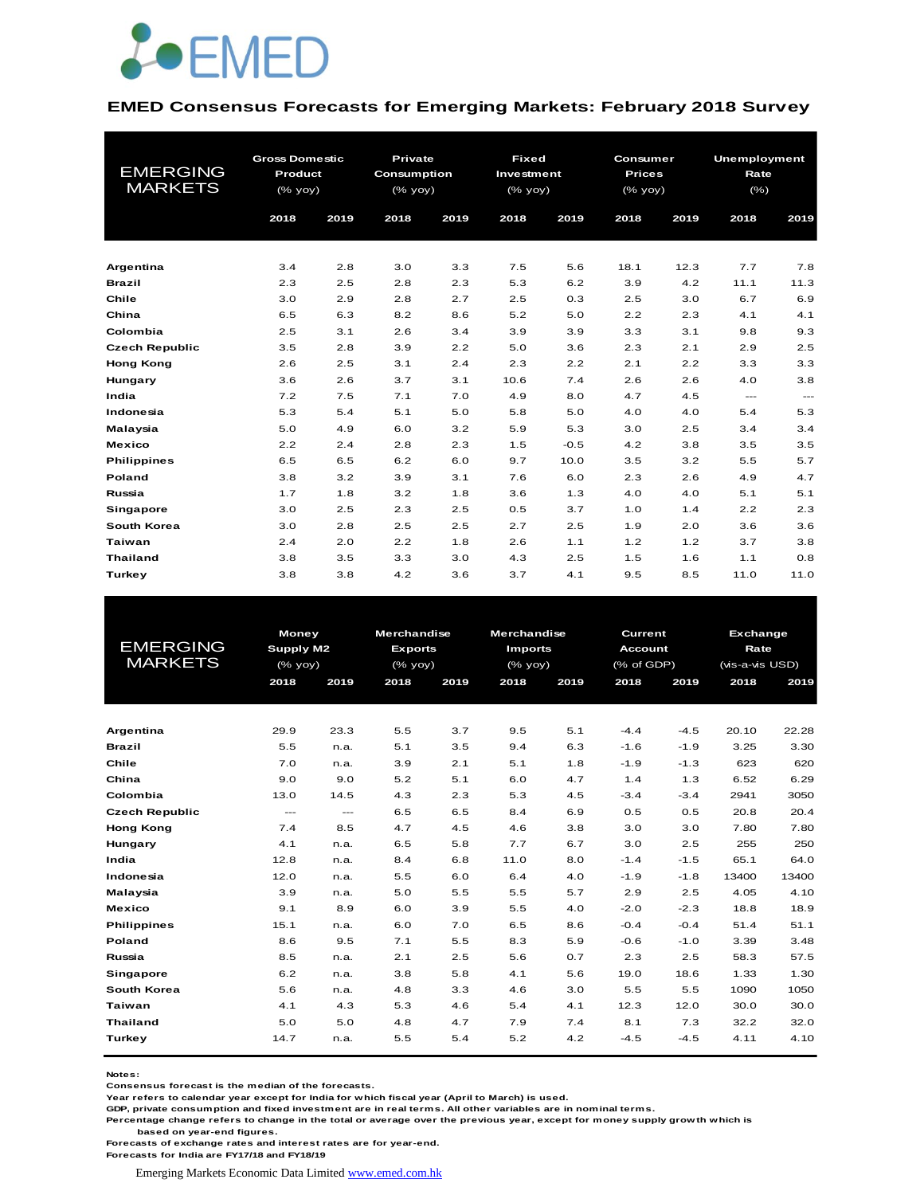EMED

## EMED Consensus Forecasts for Emerging Markets: February 2018 Survey

| EMERGING MARKETS | Gross Domestic Product (% yoy) | | Private Consumption (% yoy) | | Fixed Investment (% yoy) | | Consumer Prices (% yoy) | | Unemployment Rate (%) | |
|---|---|---|---|---|---|---|---|---|---|---|
| | 2018 | 2019 | 2018 | 2019 | 2018 | 2019 | 2018 | 2019 | 2018 | 2019 |
| Argentina | 3.4 | 2.8 | 3.0 | 3.3 | 7.5 | 5.6 | 18.1 | 12.3 | 7.7 | 7.8 |
| Brazil | 2.3 | 2.5 | 2.8 | 2.3 | 5.3 | 6.2 | 3.9 | 4.2 | 11.1 | 11.3 |
| Chile | 3.0 | 2.9 | 2.8 | 2.7 | 2.5 | 0.3 | 2.5 | 3.0 | 6.7 | 6.9 |
| China | 6.5 | 6.3 | 8.2 | 8.6 | 5.2 | 5.0 | 2.2 | 2.3 | 4.1 | 4.1 |
| Colombia | 2.5 | 3.1 | 2.6 | 3.4 | 3.9 | 3.9 | 3.3 | 3.1 | 9.8 | 9.3 |
| Czech Republic | 3.5 | 2.8 | 3.9 | 2.2 | 5.0 | 3.6 | 2.3 | 2.1 | 2.9 | 2.5 |
| Hong Kong | 2.6 | 2.5 | 3.1 | 2.4 | 2.3 | 2.2 | 2.1 | 2.2 | 3.3 | 3.3 |
| Hungary | 3.6 | 2.6 | 3.7 | 3.1 | 10.6 | 7.4 | 2.6 | 2.6 | 4.0 | 3.8 |
| India | 7.2 | 7.5 | 7.1 | 7.0 | 4.9 | 8.0 | 4.7 | 4.5 | --- | --- |
| Indonesia | 5.3 | 5.4 | 5.1 | 5.0 | 5.8 | 5.0 | 4.0 | 4.0 | 5.4 | 5.3 |
| Malaysia | 5.0 | 4.9 | 6.0 | 3.2 | 5.9 | 5.3 | 3.0 | 2.5 | 3.4 | 3.4 |
| Mexico | 2.2 | 2.4 | 2.8 | 2.3 | 1.5 | -0.5 | 4.2 | 3.8 | 3.5 | 3.5 |
| Philippines | 6.5 | 6.5 | 6.2 | 6.0 | 9.7 | 10.0 | 3.5 | 3.2 | 5.5 | 5.7 |
| Poland | 3.8 | 3.2 | 3.9 | 3.1 | 7.6 | 6.0 | 2.3 | 2.6 | 4.9 | 4.7 |
| Russia | 1.7 | 1.8 | 3.2 | 1.8 | 3.6 | 1.3 | 4.0 | 4.0 | 5.1 | 5.1 |
| Singapore | 3.0 | 2.5 | 2.3 | 2.5 | 0.5 | 3.7 | 1.0 | 1.4 | 2.2 | 2.3 |
| South Korea | 3.0 | 2.8 | 2.5 | 2.5 | 2.7 | 2.5 | 1.9 | 2.0 | 3.6 | 3.6 |
| Taiwan | 2.4 | 2.0 | 2.2 | 1.8 | 2.6 | 1.1 | 1.2 | 1.2 | 3.7 | 3.8 |
| Thailand | 3.8 | 3.5 | 3.3 | 3.0 | 4.3 | 2.5 | 1.5 | 1.6 | 1.1 | 0.8 |
| Turkey | 3.8 | 3.8 | 4.2 | 3.6 | 3.7 | 4.1 | 9.5 | 8.5 | 11.0 | 11.0 |

| EMERGING MARKETS | Money Supply M2 (% yoy) | | Merchandise Exports (% yoy) | | Merchandise Imports (% yoy) | | Current Account (% of GDP) | | Exchange Rate (vis-a-vis USD) | |
|---|---|---|---|---|---|---|---|---|---|---|
| | 2018 | 2019 | 2018 | 2019 | 2018 | 2019 | 2018 | 2019 | 2018 | 2019 |
| Argentina | 29.9 | 23.3 | 5.5 | 3.7 | 9.5 | 5.1 | -4.4 | -4.5 | 20.10 | 22.28 |
| Brazil | 5.5 | n.a. | 5.1 | 3.5 | 9.4 | 6.3 | -1.6 | -1.9 | 3.25 | 3.30 |
| Chile | 7.0 | n.a. | 3.9 | 2.1 | 5.1 | 1.8 | -1.9 | -1.3 | 623 | 620 |
| China | 9.0 | 9.0 | 5.2 | 5.1 | 6.0 | 4.7 | 1.4 | 1.3 | 6.52 | 6.29 |
| Colombia | 13.0 | 14.5 | 4.3 | 2.3 | 5.3 | 4.5 | -3.4 | -3.4 | 2941 | 3050 |
| Czech Republic | --- | --- | 6.5 | 6.5 | 8.4 | 6.9 | 0.5 | 0.5 | 20.8 | 20.4 |
| Hong Kong | 7.4 | 8.5 | 4.7 | 4.5 | 4.6 | 3.8 | 3.0 | 3.0 | 7.80 | 7.80 |
| Hungary | 4.1 | n.a. | 6.5 | 5.8 | 7.7 | 6.7 | 3.0 | 2.5 | 255 | 250 |
| India | 12.8 | n.a. | 8.4 | 6.8 | 11.0 | 8.0 | -1.4 | -1.5 | 65.1 | 64.0 |
| Indonesia | 12.0 | n.a. | 5.5 | 6.0 | 6.4 | 4.0 | -1.9 | -1.8 | 13400 | 13400 |
| Malaysia | 3.9 | n.a. | 5.0 | 5.5 | 5.5 | 5.7 | 2.9 | 2.5 | 4.05 | 4.10 |
| Mexico | 9.1 | 8.9 | 6.0 | 3.9 | 5.5 | 4.0 | -2.0 | -2.3 | 18.8 | 18.9 |
| Philippines | 15.1 | n.a. | 6.0 | 7.0 | 6.5 | 8.6 | -0.4 | -0.4 | 51.4 | 51.1 |
| Poland | 8.6 | 9.5 | 7.1 | 5.5 | 8.3 | 5.9 | -0.6 | -1.0 | 3.39 | 3.48 |
| Russia | 8.5 | n.a. | 2.1 | 2.5 | 5.6 | 0.7 | 2.3 | 2.5 | 58.3 | 57.5 |
| Singapore | 6.2 | n.a. | 3.8 | 5.8 | 4.1 | 5.6 | 19.0 | 18.6 | 1.33 | 1.30 |
| South Korea | 5.6 | n.a. | 4.8 | 3.3 | 4.6 | 3.0 | 5.5 | 5.5 | 1090 | 1050 |
| Taiwan | 4.1 | 4.3 | 5.3 | 4.6 | 5.4 | 4.1 | 12.3 | 12.0 | 30.0 | 30.0 |
| Thailand | 5.0 | 5.0 | 4.8 | 4.7 | 7.9 | 7.4 | 8.1 | 7.3 | 32.2 | 32.0 |
| Turkey | 14.7 | n.a. | 5.5 | 5.4 | 5.2 | 4.2 | -4.5 | -4.5 | 4.11 | 4.10 |

**Notes:**
Consensus forecast is the median of the forecasts.
Year refers to calendar year except for India for which fiscal year (April to March) is used.
GDP, private consumption and fixed investment are in real terms. All other variables are in nominal terms.
Percentage change refers to change in the total or average over the previous year, except for money supply growth which is based on year-end figures.
Forecasts of exchange rates and interest rates are for year-end.
Forecasts for India are FY17/18 and FY18/19

Emerging Markets Economic Data Limited www.emed.com.hk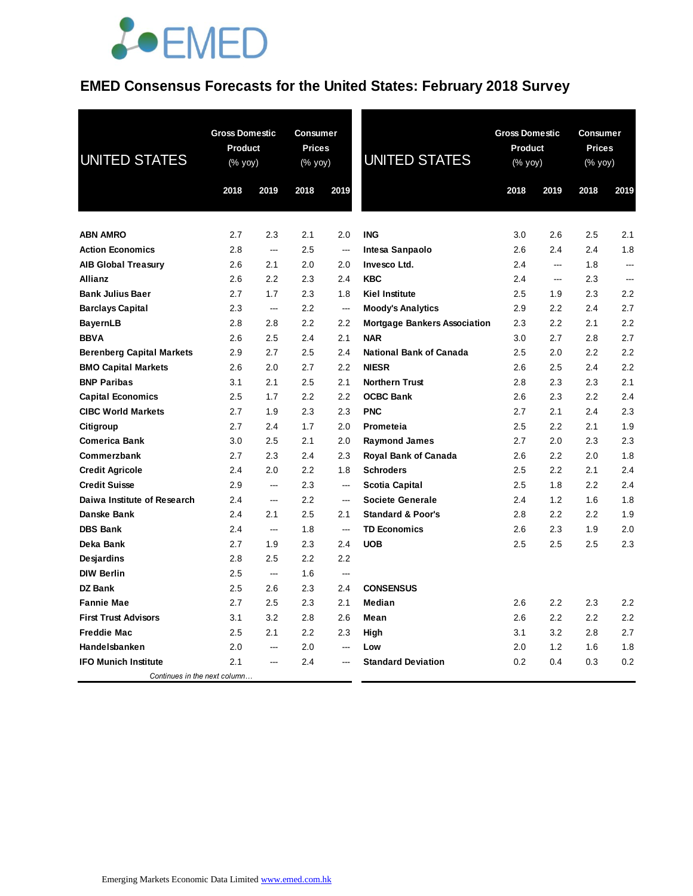# EMED Consensus Forecasts for the United States: February 2018 Survey

| UNITED STATES | Gross Domestic Product (% yoy) | | Consumer Prices (% yoy) | |
|---|---|---|---|---|
| | 2018 | 2019 | 2018 | 2019 |
| **ABN AMRO** | 2.7 | 2.3 | 2.1 | 2.0 |
| **Action Economics** | 2.8 | --- | 2.5 | --- |
| **AIB Global Treasury** | 2.6 | 2.1 | 2.0 | 2.0 |
| **Allianz** | 2.6 | 2.2 | 2.3 | 2.4 |
| **Bank Julius Baer** | 2.7 | 1.7 | 2.3 | 1.8 |
| **Barclays Capital** | 2.3 | --- | 2.2 | --- |
| **BayernLB** | 2.8 | 2.8 | 2.2 | 2.2 |
| **BBVA** | 2.6 | 2.5 | 2.4 | 2.1 |
| **Berenberg Capital Markets** | 2.9 | 2.7 | 2.5 | 2.4 |
| **BMO Capital Markets** | 2.6 | 2.0 | 2.7 | 2.2 |
| **BNP Paribas** | 3.1 | 2.1 | 2.5 | 2.1 |
| **Capital Economics** | 2.5 | 1.7 | 2.2 | 2.2 |
| **CIBC World Markets** | 2.7 | 1.9 | 2.3 | 2.3 |
| **Citigroup** | 2.7 | 2.4 | 1.7 | 2.0 |
| **Comerica Bank** | 3.0 | 2.5 | 2.1 | 2.0 |
| **Commerzbank** | 2.7 | 2.3 | 2.4 | 2.3 |
| **Credit Agricole** | 2.4 | 2.0 | 2.2 | 1.8 |
| **Credit Suisse** | 2.9 | --- | 2.3 | --- |
| **Daiwa Institute of Research** | 2.4 | --- | 2.2 | --- |
| **Danske Bank** | 2.4 | 2.1 | 2.5 | 2.1 |
| **DBS Bank** | 2.4 | --- | 1.8 | --- |
| **Deka Bank** | 2.7 | 1.9 | 2.3 | 2.4 |
| **Desjardins** | 2.8 | 2.5 | 2.2 | 2.2 |
| **DIW Berlin** | 2.5 | --- | 1.6 | --- |
| **DZ Bank** | 2.5 | 2.6 | 2.3 | 2.4 |
| **Fannie Mae** | 2.7 | 2.5 | 2.3 | 2.1 |
| **First Trust Advisors** | 3.1 | 3.2 | 2.8 | 2.6 |
| **Freddie Mac** | 2.5 | 2.1 | 2.2 | 2.3 |
| **Handelsbanken** | 2.0 | --- | 2.0 | --- |
| **IFO Munich Institute** | 2.1 | --- | 2.4 | --- |
| **ING** | 3.0 | 2.6 | 2.5 | 2.1 |
| **Intesa Sanpaolo** | 2.6 | 2.4 | 2.4 | 1.8 |
| **Invesco Ltd.** | 2.4 | --- | 1.8 | --- |
| **KBC** | 2.4 | --- | 2.3 | --- |
| **Kiel Institute** | 2.5 | 1.9 | 2.3 | 2.2 |
| **Moody's Analytics** | 2.9 | 2.2 | 2.4 | 2.7 |
| **Mortgage Bankers Association** | 2.3 | 2.2 | 2.1 | 2.2 |
| **NAR** | 3.0 | 2.7 | 2.8 | 2.7 |
| **National Bank of Canada** | 2.5 | 2.0 | 2.2 | 2.2 |
| **NIESR** | 2.6 | 2.5 | 2.4 | 2.2 |
| **Northern Trust** | 2.8 | 2.3 | 2.3 | 2.1 |
| **OCBC Bank** | 2.6 | 2.3 | 2.2 | 2.4 |
| **PNC** | 2.7 | 2.1 | 2.4 | 2.3 |
| **Prometeia** | 2.5 | 2.2 | 2.1 | 1.9 |
| **Raymond James** | 2.7 | 2.0 | 2.3 | 2.3 |
| **Royal Bank of Canada** | 2.6 | 2.2 | 2.0 | 1.8 |
| **Schroders** | 2.5 | 2.2 | 2.1 | 2.4 |
| **Scotia Capital** | 2.5 | 1.8 | 2.2 | 2.4 |
| **Societe Generale** | 2.4 | 1.2 | 1.6 | 1.8 |
| **Standard & Poor's** | 2.8 | 2.2 | 2.2 | 1.9 |
| **TD Economics** | 2.6 | 2.3 | 1.9 | 2.0 |
| **UOB** | 2.5 | 2.5 | 2.5 | 2.3 |
| **CONSENSUS** | | | | |
| **Median** | 2.6 | 2.2 | 2.3 | 2.2 |
| **Mean** | 2.6 | 2.2 | 2.2 | 2.2 |
| **High** | 3.1 | 3.2 | 2.8 | 2.7 |
| **Low** | 2.0 | 1.2 | 1.6 | 1.8 |
| **Standard Deviation** | 0.2 | 0.4 | 0.3 | 0.2 |

Emerging Markets Economic Data Limited www.emed.com.hk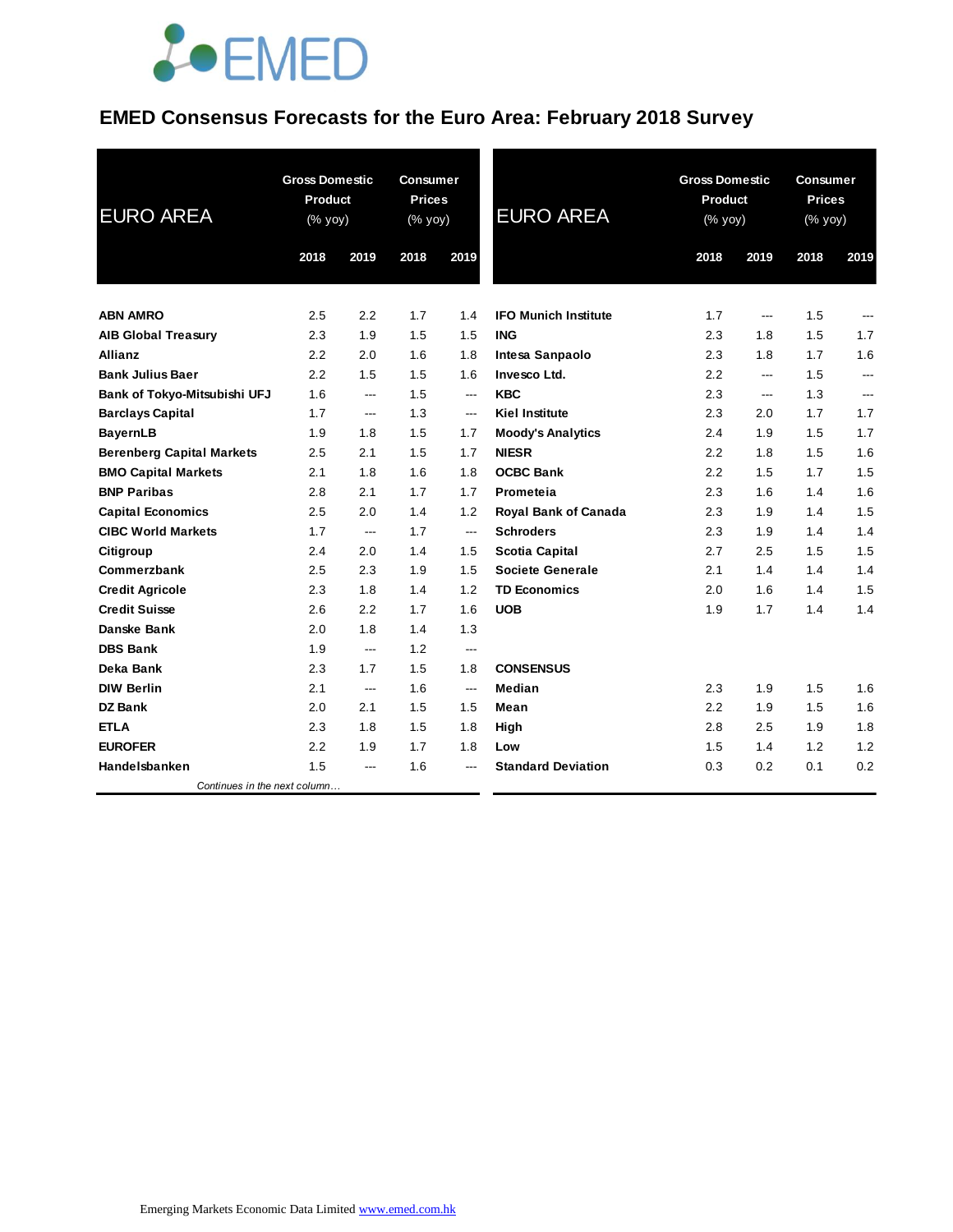# EMED Consensus Forecasts for the Euro Area: February 2018 Survey

| EURO AREA | Gross Domestic Product (% yoy) | | Consumer Prices (% yoy) | |
|---|---|---|---|---|
| | 2018 | 2019 | 2018 | 2019 |
| **ABN AMRO** | 2.5 | 2.2 | 1.7 | 1.4 |
| **AIB Global Treasury** | 2.3 | 1.9 | 1.5 | 1.5 |
| **Allianz** | 2.2 | 2.0 | 1.6 | 1.8 |
| **Bank Julius Baer** | 2.2 | 1.5 | 1.5 | 1.6 |
| **Bank of Tokyo-Mitsubishi UFJ** | 1.6 | --- | 1.5 | --- |
| **Barclays Capital** | 1.7 | --- | 1.3 | --- |
| **BayernLB** | 1.9 | 1.8 | 1.5 | 1.7 |
| **Berenberg Capital Markets** | 2.5 | 2.1 | 1.5 | 1.7 |
| **BMO Capital Markets** | 2.1 | 1.8 | 1.6 | 1.8 |
| **BNP Paribas** | 2.8 | 2.1 | 1.7 | 1.7 |
| **Capital Economics** | 2.5 | 2.0 | 1.4 | 1.2 |
| **CIBC World Markets** | 1.7 | --- | 1.7 | --- |
| **Citigroup** | 2.4 | 2.0 | 1.4 | 1.5 |
| **Commerzbank** | 2.5 | 2.3 | 1.9 | 1.5 |
| **Credit Agricole** | 2.3 | 1.8 | 1.4 | 1.2 |
| **Credit Suisse** | 2.6 | 2.2 | 1.7 | 1.6 |
| **Danske Bank** | 2.0 | 1.8 | 1.4 | 1.3 |
| **DBS Bank** | 1.9 | --- | 1.2 | --- |
| **Deka Bank** | 2.3 | 1.7 | 1.5 | 1.8 |
| **DIW Berlin** | 2.1 | --- | 1.6 | --- |
| **DZ Bank** | 2.0 | 2.1 | 1.5 | 1.5 |
| **ETLA** | 2.3 | 1.8 | 1.5 | 1.8 |
| **EUROFER** | 2.2 | 1.9 | 1.7 | 1.8 |
| **Handelsbanken** | 1.5 | --- | 1.6 | --- |
| **IFO Munich Institute** | 1.7 | --- | 1.5 | --- |
| **ING** | 2.3 | 1.8 | 1.5 | 1.7 |
| **Intesa Sanpaolo** | 2.3 | 1.8 | 1.7 | 1.6 |
| **Invesco Ltd.** | 2.2 | --- | 1.5 | --- |
| **KBC** | 2.3 | --- | 1.3 | --- |
| **Kiel Institute** | 2.3 | 2.0 | 1.7 | 1.7 |
| **Moody's Analytics** | 2.4 | 1.9 | 1.5 | 1.7 |
| **NIESR** | 2.2 | 1.8 | 1.5 | 1.6 |
| **OCBC Bank** | 2.2 | 1.5 | 1.7 | 1.5 |
| **Prometeia** | 2.3 | 1.6 | 1.4 | 1.6 |
| **Royal Bank of Canada** | 2.3 | 1.9 | 1.4 | 1.5 |
| **Schroders** | 2.3 | 1.9 | 1.4 | 1.4 |
| **Scotia Capital** | 2.7 | 2.5 | 1.5 | 1.5 |
| **Societe Generale** | 2.1 | 1.4 | 1.4 | 1.4 |
| **TD Economics** | 2.0 | 1.6 | 1.4 | 1.5 |
| **UOB** | 1.9 | 1.7 | 1.4 | 1.4 |
| **CONSENSUS** | | | | |
| **Median** | 2.3 | 1.9 | 1.5 | 1.6 |
| **Mean** | 2.2 | 1.9 | 1.5 | 1.6 |
| **High** | 2.8 | 2.5 | 1.9 | 1.8 |
| **Low** | 1.5 | 1.4 | 1.2 | 1.2 |
| **Standard Deviation** | 0.3 | 0.2 | 0.1 | 0.2 |

Emerging Markets Economic Data Limited www.emed.com.hk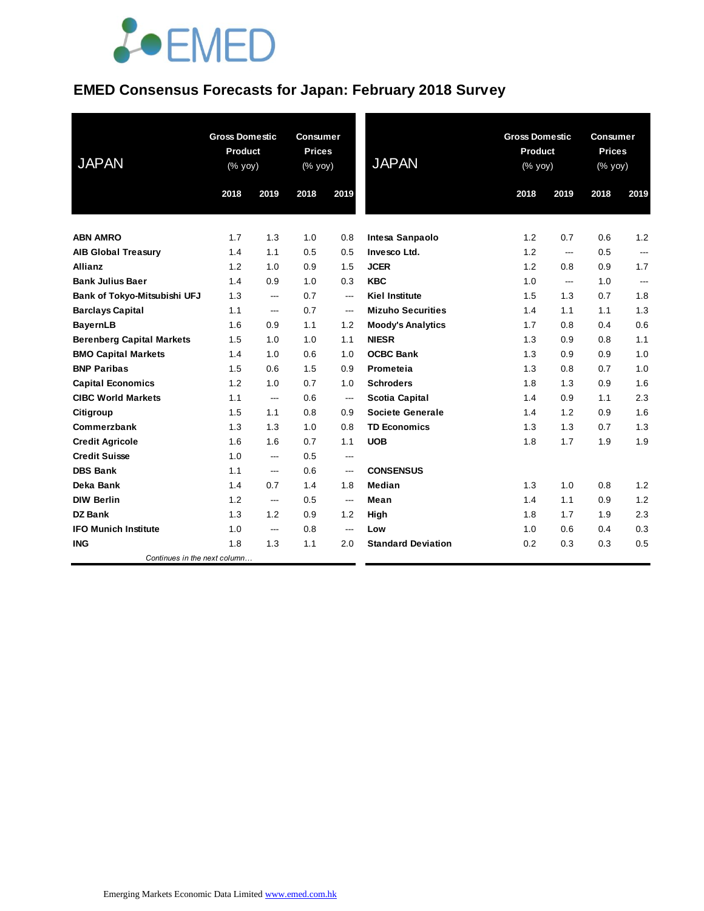EMED

# EMED Consensus Forecasts for Japan: February 2018 Survey

| JAPAN | Gross Domestic Product (% yoy) | | Consumer Prices (% yoy) | |
|---|---|---|---|---|
| | 2018 | 2019 | 2018 | 2019 |
| **ABN AMRO** | 1.7 | 1.3 | 1.0 | 0.8 |
| **AIB Global Treasury** | 1.4 | 1.1 | 0.5 | 0.5 |
| **Allianz** | 1.2 | 1.0 | 0.9 | 1.5 |
| **Bank Julius Baer** | 1.4 | 0.9 | 1.0 | 0.3 |
| **Bank of Tokyo-Mitsubishi UFJ** | 1.3 | --- | 0.7 | --- |
| **Barclays Capital** | 1.1 | --- | 0.7 | --- |
| **BayernLB** | 1.6 | 0.9 | 1.1 | 1.2 |
| **Berenberg Capital Markets** | 1.5 | 1.0 | 1.0 | 1.1 |
| **BMO Capital Markets** | 1.4 | 1.0 | 0.6 | 1.0 |
| **BNP Paribas** | 1.5 | 0.6 | 1.5 | 0.9 |
| **Capital Economics** | 1.2 | 1.0 | 0.7 | 1.0 |
| **CIBC World Markets** | 1.1 | --- | 0.6 | --- |
| **Citigroup** | 1.5 | 1.1 | 0.8 | 0.9 |
| **Commerzbank** | 1.3 | 1.3 | 1.0 | 0.8 |
| **Credit Agricole** | 1.6 | 1.6 | 0.7 | 1.1 |
| **Credit Suisse** | 1.0 | --- | 0.5 | --- |
| **DBS Bank** | 1.1 | --- | 0.6 | --- |
| **Deka Bank** | 1.4 | 0.7 | 1.4 | 1.8 |
| **DIW Berlin** | 1.2 | --- | 0.5 | --- |
| **DZ Bank** | 1.3 | 1.2 | 0.9 | 1.2 |
| **IFO Munich Institute** | 1.0 | --- | 0.8 | --- |
| **ING** | 1.8 | 1.3 | 1.1 | 2.0 |
| **Intesa Sanpaolo** | 1.2 | 0.7 | 0.6 | 1.2 |
| **Invesco Ltd.** | 1.2 | --- | 0.5 | --- |
| **JCER** | 1.2 | 0.8 | 0.9 | 1.7 |
| **KBC** | 1.0 | --- | 1.0 | --- |
| **Kiel Institute** | 1.5 | 1.3 | 0.7 | 1.8 |
| **Mizuho Securities** | 1.4 | 1.1 | 1.1 | 1.3 |
| **Moody's Analytics** | 1.7 | 0.8 | 0.4 | 0.6 |
| **NIESR** | 1.3 | 0.9 | 0.8 | 1.1 |
| **OCBC Bank** | 1.3 | 0.9 | 0.9 | 1.0 |
| **Prometeia** | 1.3 | 0.8 | 0.7 | 1.0 |
| **Schroders** | 1.8 | 1.3 | 0.9 | 1.6 |
| **Scotia Capital** | 1.4 | 0.9 | 1.1 | 2.3 |
| **Societe Generale** | 1.4 | 1.2 | 0.9 | 1.6 |
| **TD Economics** | 1.3 | 1.3 | 0.7 | 1.3 |
| **UOB** | 1.8 | 1.7 | 1.9 | 1.9 |
| **CONSENSUS** | | | | |
| **Median** | 1.3 | 1.0 | 0.8 | 1.2 |
| **Mean** | 1.4 | 1.1 | 0.9 | 1.2 |
| **High** | 1.8 | 1.7 | 1.9 | 2.3 |
| **Low** | 1.0 | 0.6 | 0.4 | 0.3 |
| **Standard Deviation** | 0.2 | 0.3 | 0.3 | 0.5 |

Emerging Markets Economic Data Limited www.emed.com.hk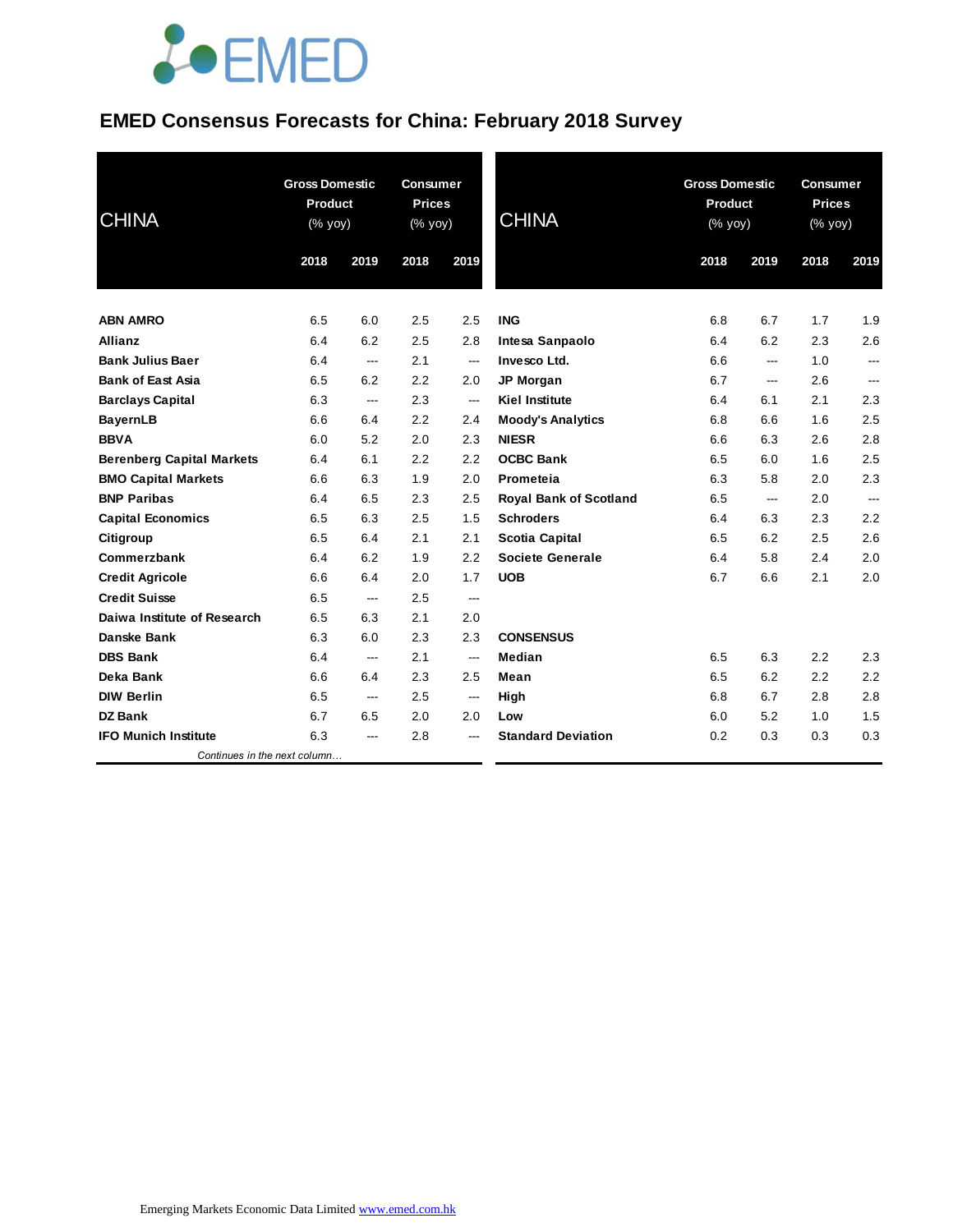# EMED Consensus Forecasts for China: February 2018 Survey

| CHINA | Gross Domestic Product (% yoy) | | Consumer Prices (% yoy) | |
|---|---|---|---|---|
| | 2018 | 2019 | 2018 | 2019 |
| **ABN AMRO** | 6.5 | 6.0 | 2.5 | 2.5 |
| **Allianz** | 6.4 | 6.2 | 2.5 | 2.8 |
| **Bank Julius Baer** | 6.4 | --- | 2.1 | --- |
| **Bank of East Asia** | 6.5 | 6.2 | 2.2 | 2.0 |
| **Barclays Capital** | 6.3 | --- | 2.3 | --- |
| **BayernLB** | 6.6 | 6.4 | 2.2 | 2.4 |
| **BBVA** | 6.0 | 5.2 | 2.0 | 2.3 |
| **Berenberg Capital Markets** | 6.4 | 6.1 | 2.2 | 2.2 |
| **BMO Capital Markets** | 6.6 | 6.3 | 1.9 | 2.0 |
| **BNP Paribas** | 6.4 | 6.5 | 2.3 | 2.5 |
| **Capital Economics** | 6.5 | 6.3 | 2.5 | 1.5 |
| **Citigroup** | 6.5 | 6.4 | 2.1 | 2.1 |
| **Commerzbank** | 6.4 | 6.2 | 1.9 | 2.2 |
| **Credit Agricole** | 6.6 | 6.4 | 2.0 | 1.7 |
| **Credit Suisse** | 6.5 | --- | 2.5 | --- |
| **Daiwa Institute of Research** | 6.5 | 6.3 | 2.1 | 2.0 |
| **Danske Bank** | 6.3 | 6.0 | 2.3 | 2.3 |
| **DBS Bank** | 6.4 | --- | 2.1 | --- |
| **Deka Bank** | 6.6 | 6.4 | 2.3 | 2.5 |
| **DIW Berlin** | 6.5 | --- | 2.5 | --- |
| **DZ Bank** | 6.7 | 6.5 | 2.0 | 2.0 |
| **IFO Munich Institute** | 6.3 | --- | 2.8 | --- |
| **ING** | 6.8 | 6.7 | 1.7 | 1.9 |
| **Intesa Sanpaolo** | 6.4 | 6.2 | 2.3 | 2.6 |
| **Invesco Ltd.** | 6.6 | --- | 1.0 | --- |
| **JP Morgan** | 6.7 | --- | 2.6 | --- |
| **Kiel Institute** | 6.4 | 6.1 | 2.1 | 2.3 |
| **Moody's Analytics** | 6.8 | 6.6 | 1.6 | 2.5 |
| **NIESR** | 6.6 | 6.3 | 2.6 | 2.8 |
| **OCBC Bank** | 6.5 | 6.0 | 1.6 | 2.5 |
| **Prometeia** | 6.3 | 5.8 | 2.0 | 2.3 |
| **Royal Bank of Scotland** | 6.5 | --- | 2.0 | --- |
| **Schroders** | 6.4 | 6.3 | 2.3 | 2.2 |
| **Scotia Capital** | 6.5 | 6.2 | 2.5 | 2.6 |
| **Societe Generale** | 6.4 | 5.8 | 2.4 | 2.0 |
| **UOB** | 6.7 | 6.6 | 2.1 | 2.0 |
| **CONSENSUS** | | | | |
| **Median** | 6.5 | 6.3 | 2.2 | 2.3 |
| **Mean** | 6.5 | 6.2 | 2.2 | 2.2 |
| **High** | 6.8 | 6.7 | 2.8 | 2.8 |
| **Low** | 6.0 | 5.2 | 1.0 | 1.5 |
| **Standard Deviation** | 0.2 | 0.3 | 0.3 | 0.3 |

Emerging Markets Economic Data Limited www.emed.com.hk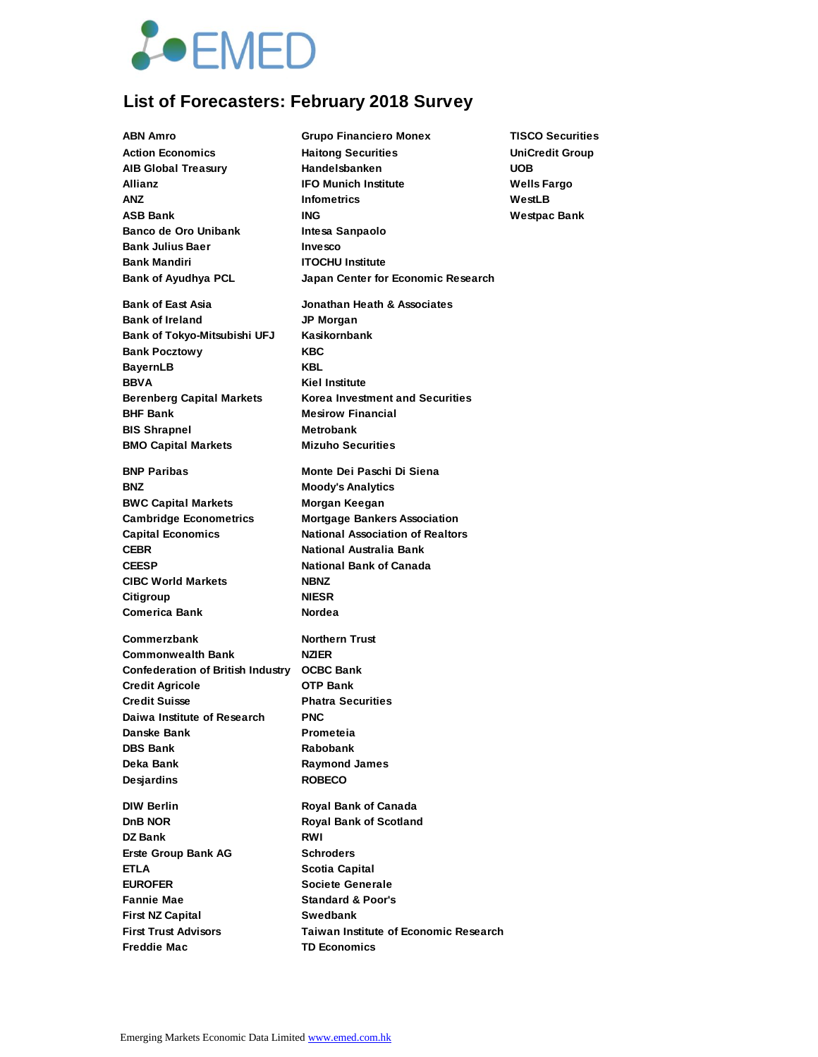EMED

# List of Forecasters: February 2018 Survey

**ABN Amro**
**Action Economics**
**AIB Global Treasury**
**Allianz**
**ANZ**
**ASB Bank**
**Banco de Oro Unibank**
**Bank Julius Baer**
**Bank Mandiri**
**Bank of Ayudhya PCL**
**Bank of East Asia**
**Bank of Ireland**
**Bank of Tokyo-Mitsubishi UFJ**
**Bank Pocztowy**
**BayernLB**
**BBVA**
**Berenberg Capital Markets**
**BHF Bank**
**BIS Shrapnel**
**BMO Capital Markets**
**BNP Paribas**
**BNZ**
**BWC Capital Markets**
**Cambridge Econometrics**
**Capital Economics**
**CEBR**
**CEESP**
**CIBC World Markets**
**Citigroup**
**Comerica Bank**
**Commerzbank**
**Commonwealth Bank**
**Confederation of British Industry**
**Credit Agricole**
**Credit Suisse**
**Daiwa Institute of Research**
**Danske Bank**
**DBS Bank**
**Deka Bank**
**Desjardins**
**DIW Berlin**
**DnB NOR**
**DZ Bank**
**Erste Group Bank AG**
**ETLA**
**EUROFER**
**Fannie Mae**
**First NZ Capital**
**First Trust Advisors**
**Freddie Mac**
**Grupo Financiero Monex**
**Haitong Securities**
**Handelsbanken**
**IFO Munich Institute**
**Infometrics**
**ING**
**Intesa Sanpaolo**
**Invesco**
**ITOCHU Institute**
**Japan Center for Economic Research**
**Jonathan Heath & Associates**
**JP Morgan**
**Kasikornbank**
**KBC**
**KBL**
**Kiel Institute**
**Korea Investment and Securities**
**Mesirow Financial**
**Metrobank**
**Mizuho Securities**
**Monte Dei Paschi Di Siena**
**Moody's Analytics**
**Morgan Keegan**
**Mortgage Bankers Association**
**National Association of Realtors**
**National Australia Bank**
**National Bank of Canada**
**NBNZ**
**NIESR**
**Nordea**
**Northern Trust**
**NZIER**
**OCBC Bank**
**OTP Bank**
**Phatra Securities**
**PNC**
**Prometeia**
**Rabobank**
**Raymond James**
**ROBECO**
**Royal Bank of Canada**
**Royal Bank of Scotland**
**RWI**
**Schroders**
**Scotia Capital**
**Societe Generale**
**Standard & Poor's**
**Swedbank**
**Taiwan Institute of Economic Research**
**TD Economics**
**TISCO Securities**
**UniCredit Group**
**UOB**
**Wells Fargo**
**WestLB**
**Westpac Bank**

Emerging Markets Economic Data Limited www.emed.com.hk